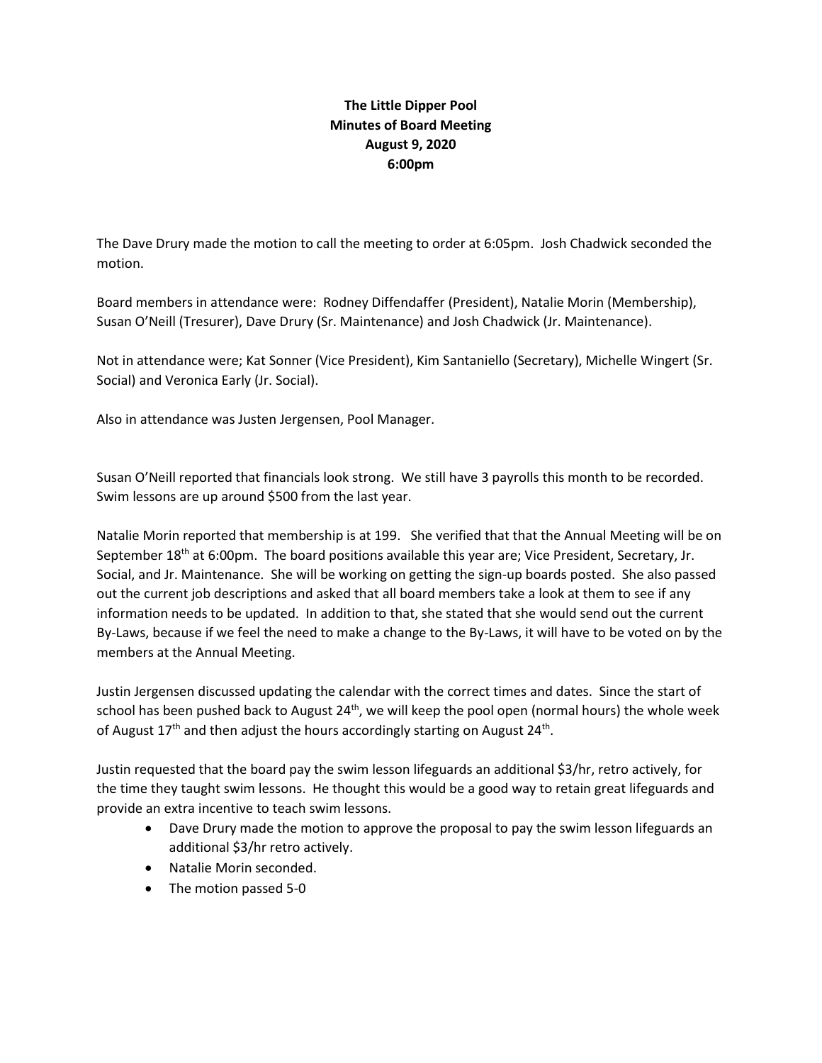**The Little Dipper Pool**
**Minutes of Board Meeting**
**August 9, 2020**
**6:00pm**

The Dave Drury made the motion to call the meeting to order at 6:05pm. Josh Chadwick seconded the motion.

Board members in attendance were: Rodney Diffendaffer (President), Natalie Morin (Membership), Susan O'Neill (Tresurer), Dave Drury (Sr. Maintenance) and Josh Chadwick (Jr. Maintenance).

Not in attendance were; Kat Sonner (Vice President), Kim Santaniello (Secretary), Michelle Wingert (Sr. Social) and Veronica Early (Jr. Social).

Also in attendance was Justen Jergensen, Pool Manager.

Susan O'Neill reported that financials look strong. We still have 3 payrolls this month to be recorded. Swim lessons are up around $500 from the last year.

Natalie Morin reported that membership is at 199. She verified that that the Annual Meeting will be on September 18th at 6:00pm. The board positions available this year are; Vice President, Secretary, Jr. Social, and Jr. Maintenance. She will be working on getting the sign-up boards posted. She also passed out the current job descriptions and asked that all board members take a look at them to see if any information needs to be updated. In addition to that, she stated that she would send out the current By-Laws, because if we feel the need to make a change to the By-Laws, it will have to be voted on by the members at the Annual Meeting.

Justin Jergensen discussed updating the calendar with the correct times and dates. Since the start of school has been pushed back to August 24th, we will keep the pool open (normal hours) the whole week of August 17th and then adjust the hours accordingly starting on August 24th.

Justin requested that the board pay the swim lesson lifeguards an additional $3/hr, retro actively, for the time they taught swim lessons. He thought this would be a good way to retain great lifeguards and provide an extra incentive to teach swim lessons.

- Dave Drury made the motion to approve the proposal to pay the swim lesson lifeguards an additional $3/hr retro actively.
- Natalie Morin seconded.
- The motion passed 5-0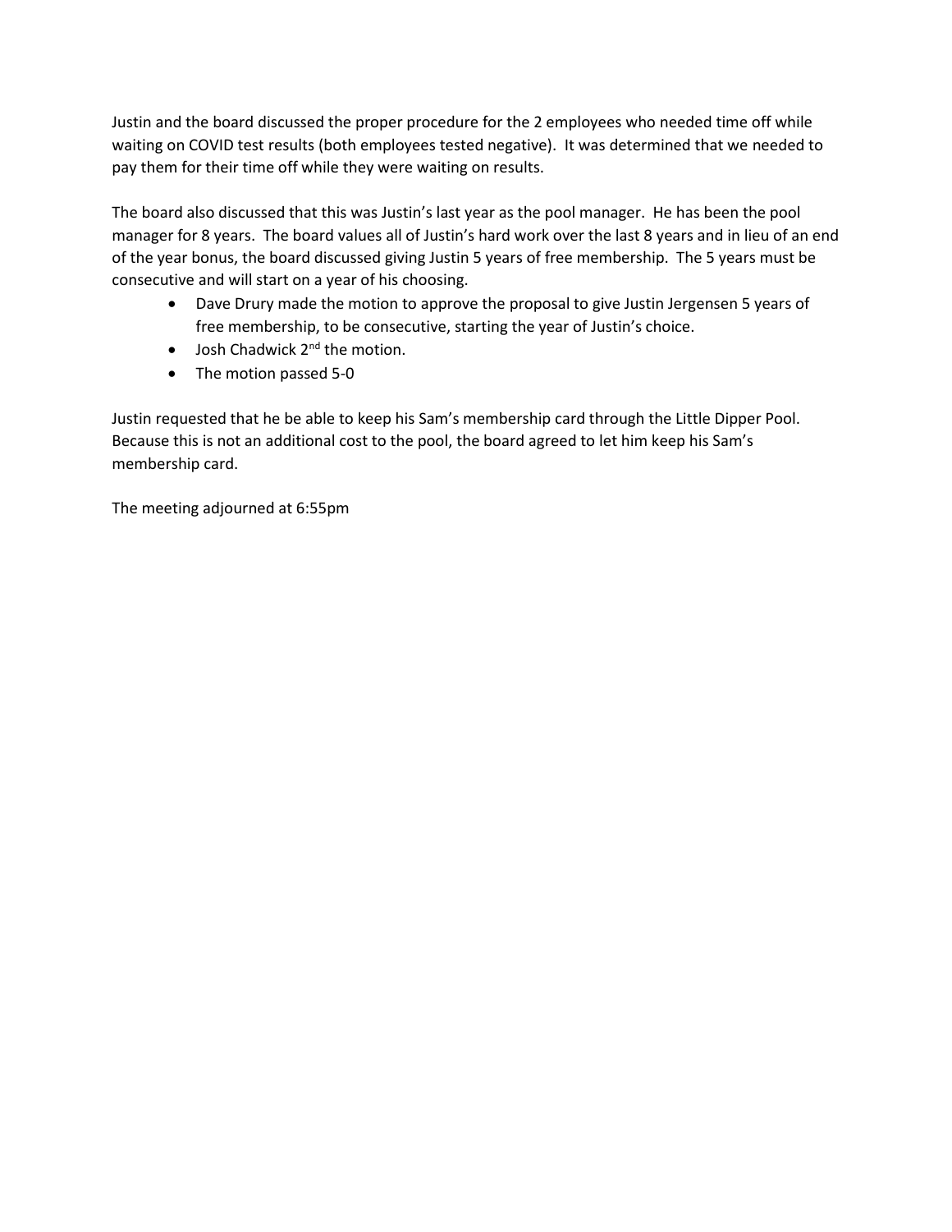Justin and the board discussed the proper procedure for the 2 employees who needed time off while waiting on COVID test results (both employees tested negative). It was determined that we needed to pay them for their time off while they were waiting on results.

The board also discussed that this was Justin's last year as the pool manager. He has been the pool manager for 8 years. The board values all of Justin's hard work over the last 8 years and in lieu of an end of the year bonus, the board discussed giving Justin 5 years of free membership. The 5 years must be consecutive and will start on a year of his choosing.

- Dave Drury made the motion to approve the proposal to give Justin Jergensen 5 years of free membership, to be consecutive, starting the year of Justin's choice.
- Josh Chadwick 2nd the motion.
- The motion passed 5-0

Justin requested that he be able to keep his Sam's membership card through the Little Dipper Pool. Because this is not an additional cost to the pool, the board agreed to let him keep his Sam's membership card.

The meeting adjourned at 6:55pm